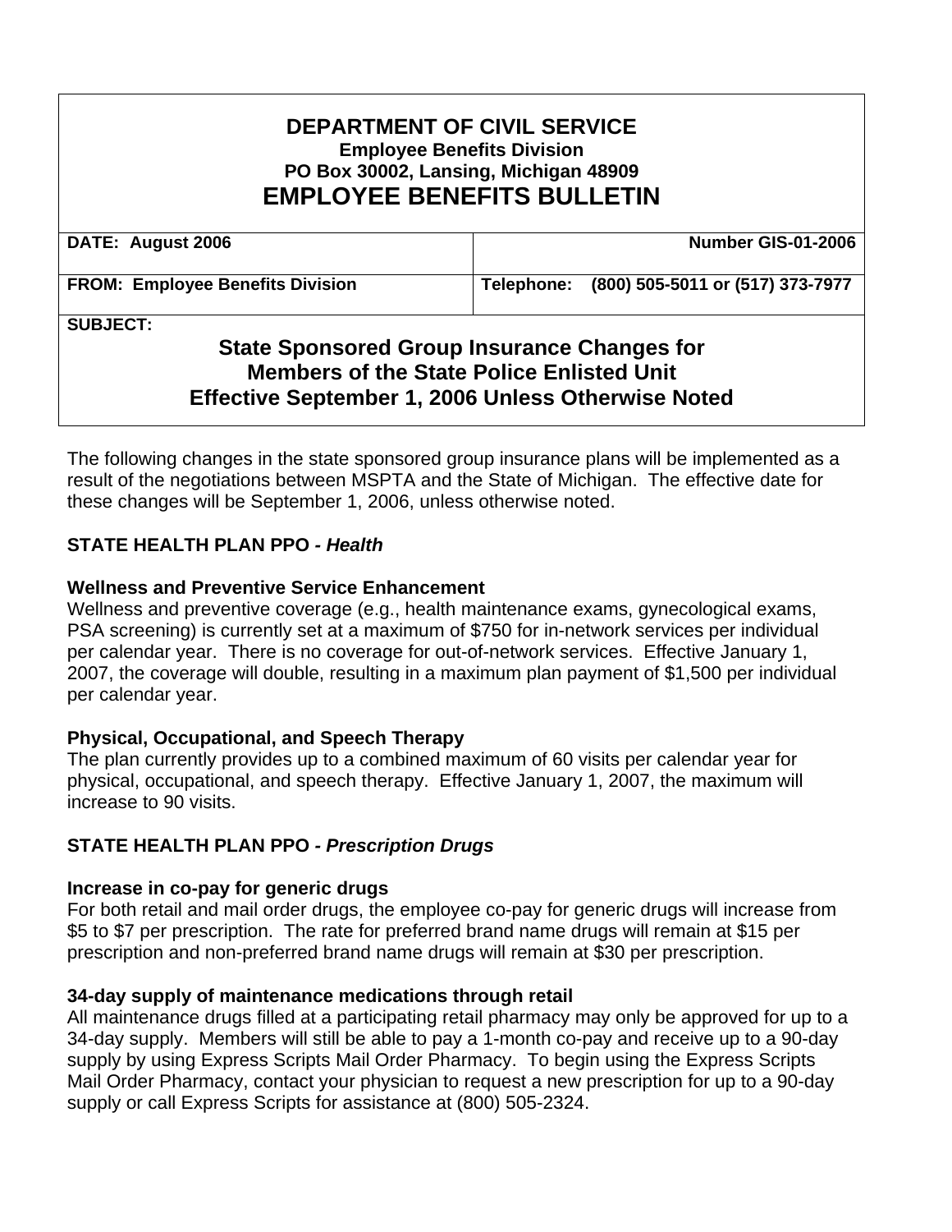# DEPARTMENT OF CIVIL SERVICE

**Employee Benefits Division**
**PO Box 30002, Lansing, Michigan 48909**

# EMPLOYEE BENEFITS BULLETIN

| DATE: August 2006 | Number GIS-01-2006 |
|---|---|
| FROM: Employee Benefits Division | Telephone: (800) 505-5011 or (517) 373-7977 |

**SUBJECT:**

## State Sponsored Group Insurance Changes for Members of the State Police Enlisted Unit Effective September 1, 2006 Unless Otherwise Noted

The following changes in the state sponsored group insurance plans will be implemented as a result of the negotiations between MSPTA and the State of Michigan. The effective date for these changes will be September 1, 2006, unless otherwise noted.

### STATE HEALTH PLAN PPO *- Health*

**Wellness and Preventive Service Enhancement**

Wellness and preventive coverage (e.g., health maintenance exams, gynecological exams, PSA screening) is currently set at a maximum of $750 for in-network services per individual per calendar year. There is no coverage for out-of-network services. Effective January 1, 2007, the coverage will double, resulting in a maximum plan payment of $1,500 per individual per calendar year.

**Physical, Occupational, and Speech Therapy**

The plan currently provides up to a combined maximum of 60 visits per calendar year for physical, occupational, and speech therapy. Effective January 1, 2007, the maximum will increase to 90 visits.

### STATE HEALTH PLAN PPO *- Prescription Drugs*

**Increase in co-pay for generic drugs**

For both retail and mail order drugs, the employee co-pay for generic drugs will increase from $5 to $7 per prescription. The rate for preferred brand name drugs will remain at $15 per prescription and non-preferred brand name drugs will remain at $30 per prescription.

**34-day supply of maintenance medications through retail**

All maintenance drugs filled at a participating retail pharmacy may only be approved for up to a 34-day supply. Members will still be able to pay a 1-month co-pay and receive up to a 90-day supply by using Express Scripts Mail Order Pharmacy. To begin using the Express Scripts Mail Order Pharmacy, contact your physician to request a new prescription for up to a 90-day supply or call Express Scripts for assistance at (800) 505-2324.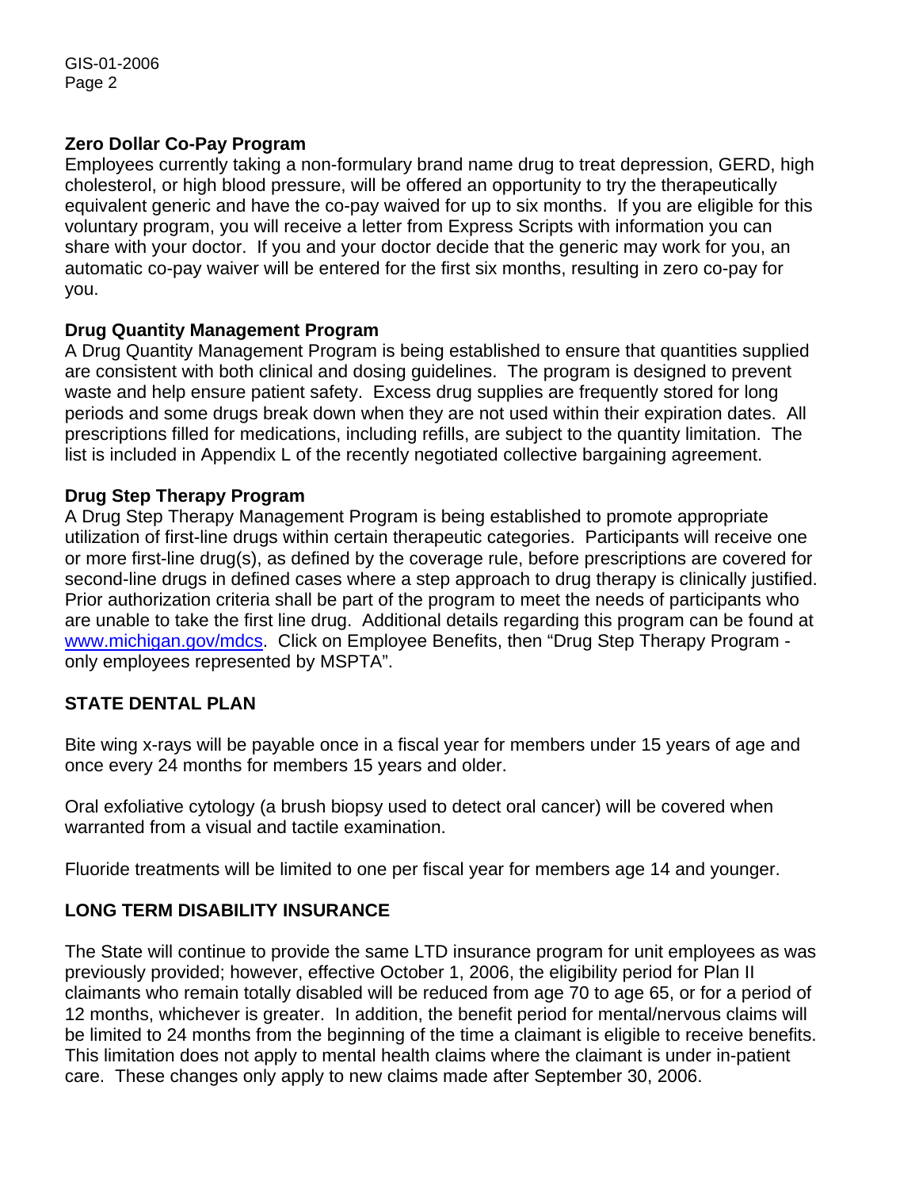### Zero Dollar Co-Pay Program

Employees currently taking a non-formulary brand name drug to treat depression, GERD, high cholesterol, or high blood pressure, will be offered an opportunity to try the therapeutically equivalent generic and have the co-pay waived for up to six months. If you are eligible for this voluntary program, you will receive a letter from Express Scripts with information you can share with your doctor. If you and your doctor decide that the generic may work for you, an automatic co-pay waiver will be entered for the first six months, resulting in zero co-pay for you.

### Drug Quantity Management Program

A Drug Quantity Management Program is being established to ensure that quantities supplied are consistent with both clinical and dosing guidelines. The program is designed to prevent waste and help ensure patient safety. Excess drug supplies are frequently stored for long periods and some drugs break down when they are not used within their expiration dates. All prescriptions filled for medications, including refills, are subject to the quantity limitation. The list is included in Appendix L of the recently negotiated collective bargaining agreement.

### Drug Step Therapy Program

A Drug Step Therapy Management Program is being established to promote appropriate utilization of first-line drugs within certain therapeutic categories. Participants will receive one or more first-line drug(s), as defined by the coverage rule, before prescriptions are covered for second-line drugs in defined cases where a step approach to drug therapy is clinically justified. Prior authorization criteria shall be part of the program to meet the needs of participants who are unable to take the first line drug. Additional details regarding this program can be found at [www.michigan.gov/mdcs](http://www.michigan.gov/mdcs). Click on Employee Benefits, then "Drug Step Therapy Program - only employees represented by MSPTA".

## STATE DENTAL PLAN

Bite wing x-rays will be payable once in a fiscal year for members under 15 years of age and once every 24 months for members 15 years and older.

Oral exfoliative cytology (a brush biopsy used to detect oral cancer) will be covered when warranted from a visual and tactile examination.

Fluoride treatments will be limited to one per fiscal year for members age 14 and younger.

## LONG TERM DISABILITY INSURANCE

The State will continue to provide the same LTD insurance program for unit employees as was previously provided; however, effective October 1, 2006, the eligibility period for Plan II claimants who remain totally disabled will be reduced from age 70 to age 65, or for a period of 12 months, whichever is greater. In addition, the benefit period for mental/nervous claims will be limited to 24 months from the beginning of the time a claimant is eligible to receive benefits. This limitation does not apply to mental health claims where the claimant is under in-patient care. These changes only apply to new claims made after September 30, 2006.